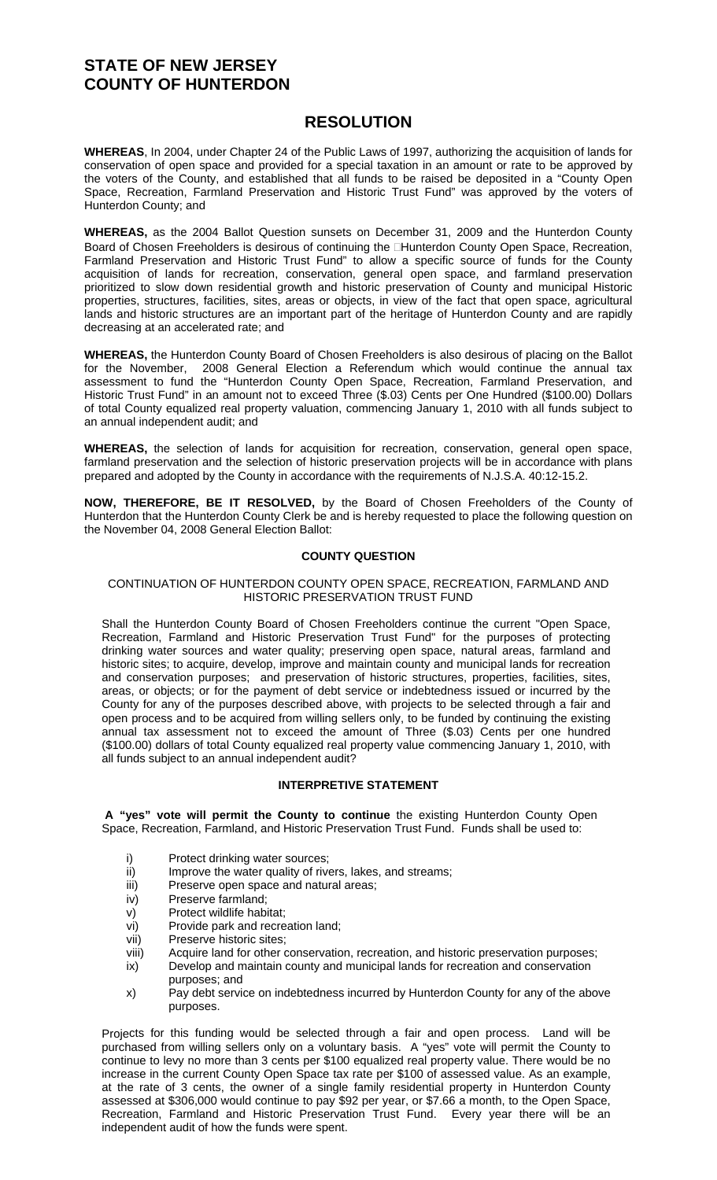# STATE OF NEW JERSEY
# COUNTY OF HUNTERDON

## RESOLUTION

**WHEREAS**, In 2004, under Chapter 24 of the Public Laws of 1997, authorizing the acquisition of lands for conservation of open space and provided for a special taxation in an amount or rate to be approved by the voters of the County, and established that all funds to be raised be deposited in a "County Open Space, Recreation, Farmland Preservation and Historic Trust Fund" was approved by the voters of Hunterdon County; and

**WHEREAS,** as the 2004 Ballot Question sunsets on December 31, 2009 and the Hunterdon County Board of Chosen Freeholders is desirous of continuing the "Hunterdon County Open Space, Recreation, Farmland Preservation and Historic Trust Fund" to allow a specific source of funds for the County acquisition of lands for recreation, conservation, general open space, and farmland preservation prioritized to slow down residential growth and historic preservation of County and municipal Historic properties, structures, facilities, sites, areas or objects, in view of the fact that open space, agricultural lands and historic structures are an important part of the heritage of Hunterdon County and are rapidly decreasing at an accelerated rate; and

**WHEREAS,** the Hunterdon County Board of Chosen Freeholders is also desirous of placing on the Ballot for the November, 2008 General Election a Referendum which would continue the annual tax assessment to fund the "Hunterdon County Open Space, Recreation, Farmland Preservation, and Historic Trust Fund" in an amount not to exceed Three ($.03) Cents per One Hundred ($100.00) Dollars of total County equalized real property valuation, commencing January 1, 2010 with all funds subject to an annual independent audit; and

**WHEREAS,** the selection of lands for acquisition for recreation, conservation, general open space, farmland preservation and the selection of historic preservation projects will be in accordance with plans prepared and adopted by the County in accordance with the requirements of N.J.S.A. 40:12-15.2.

**NOW, THEREFORE, BE IT RESOLVED,** by the Board of Chosen Freeholders of the County of Hunterdon that the Hunterdon County Clerk be and is hereby requested to place the following question on the November 04, 2008 General Election Ballot:

### COUNTY QUESTION

CONTINUATION OF HUNTERDON COUNTY OPEN SPACE, RECREATION, FARMLAND AND HISTORIC PRESERVATION TRUST FUND

Shall the Hunterdon County Board of Chosen Freeholders continue the current "Open Space, Recreation, Farmland and Historic Preservation Trust Fund" for the purposes of protecting drinking water sources and water quality; preserving open space, natural areas, farmland and historic sites; to acquire, develop, improve and maintain county and municipal lands for recreation and conservation purposes; and preservation of historic structures, properties, facilities, sites, areas, or objects; or for the payment of debt service or indebtedness issued or incurred by the County for any of the purposes described above, with projects to be selected through a fair and open process and to be acquired from willing sellers only, to be funded by continuing the existing annual tax assessment not to exceed the amount of Three ($.03) Cents per one hundred ($100.00) dollars of total County equalized real property value commencing January 1, 2010, with all funds subject to an annual independent audit?

### INTERPRETIVE STATEMENT

**A "yes" vote will permit the County to continue** the existing Hunterdon County Open Space, Recreation, Farmland, and Historic Preservation Trust Fund. Funds shall be used to:

i) Protect drinking water sources;
ii) Improve the water quality of rivers, lakes, and streams;
iii) Preserve open space and natural areas;
iv) Preserve farmland;
v) Protect wildlife habitat;
vi) Provide park and recreation land;
vii) Preserve historic sites;
viii) Acquire land for other conservation, recreation, and historic preservation purposes;
ix) Develop and maintain county and municipal lands for recreation and conservation purposes; and
x) Pay debt service on indebtedness incurred by Hunterdon County for any of the above purposes.

Projects for this funding would be selected through a fair and open process. Land will be purchased from willing sellers only on a voluntary basis. A "yes" vote will permit the County to continue to levy no more than 3 cents per $100 equalized real property value. There would be no increase in the current County Open Space tax rate per $100 of assessed value. As an example, at the rate of 3 cents, the owner of a single family residential property in Hunterdon County assessed at $306,000 would continue to pay $92 per year, or $7.66 a month, to the Open Space, Recreation, Farmland and Historic Preservation Trust Fund. Every year there will be an independent audit of how the funds were spent.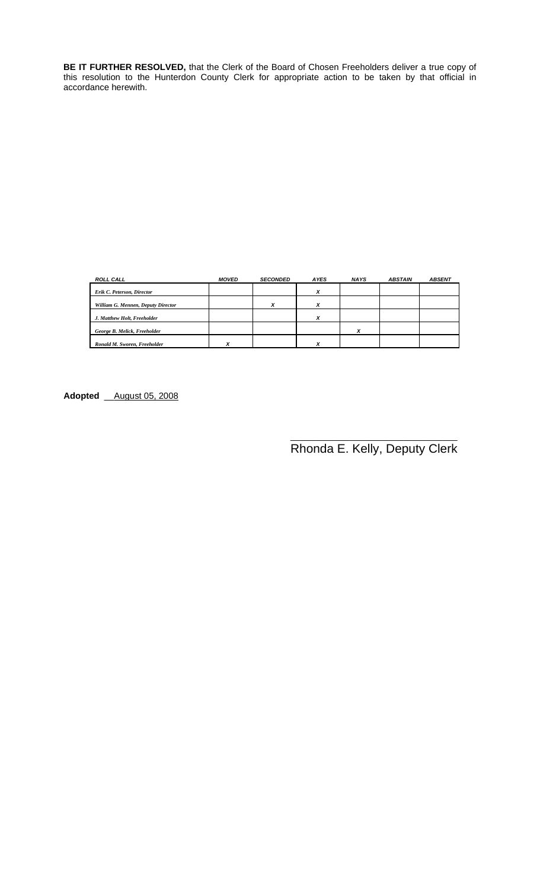**BE IT FURTHER RESOLVED,** that the Clerk of the Board of Chosen Freeholders deliver a true copy of this resolution to the Hunterdon County Clerk for appropriate action to be taken by that official in accordance herewith.

| ROLL CALL | MOVED | SECONDED | AYES | NAYS | ABSTAIN | ABSENT |
|---|---|---|---|---|---|---|
| Erik C. Peterson, Director | | | X | | | |
| William G. Mennen, Deputy Director | | X | X | | | |
| J. Matthew Holt, Freeholder | | | X | | | |
| George B. Melick, Freeholder | | | | X | | |
| Ronald M. Sworen, Freeholder | X | | X | | | |

**Adopted** August 05, 2008

Rhonda E. Kelly, Deputy Clerk